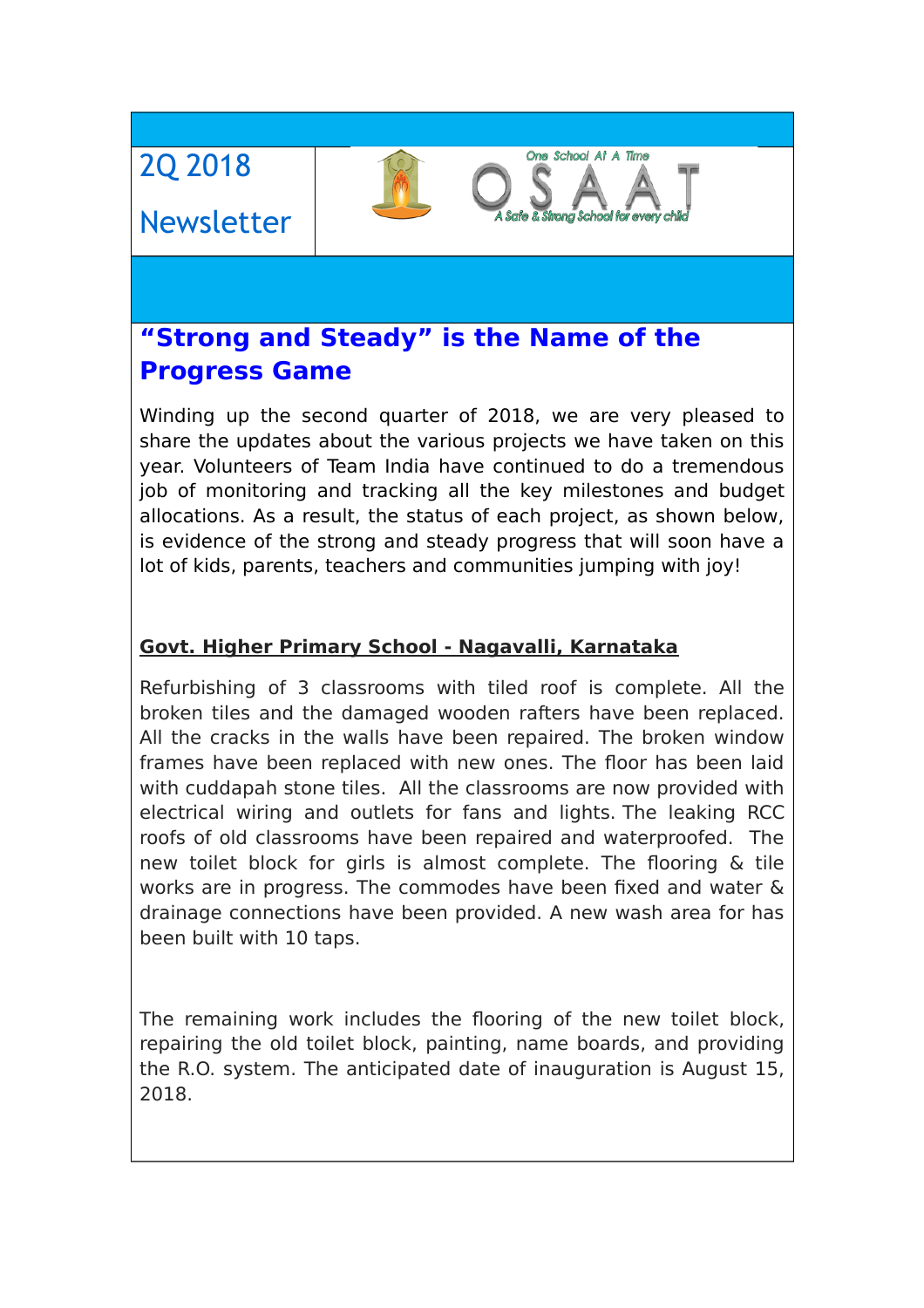2Q 2018

Newsletter

One School At A Time

OSAAT

A Safe & Strong School for every child

# "Strong and Steady" is the Name of the Progress Game

Winding up the second quarter of 2018, we are very pleased to share the updates about the various projects we have taken on this year. Volunteers of Team India have continued to do a tremendous job of monitoring and tracking all the key milestones and budget allocations. As a result, the status of each project, as shown below, is evidence of the strong and steady progress that will soon have a lot of kids, parents, teachers and communities jumping with joy!

**Govt. Higher Primary School - Nagavalli, Karnataka**

Refurbishing of 3 classrooms with tiled roof is complete. All the broken tiles and the damaged wooden rafters have been replaced. All the cracks in the walls have been repaired. The broken window frames have been replaced with new ones. The floor has been laid with cuddapah stone tiles. All the classrooms are now provided with electrical wiring and outlets for fans and lights. The leaking RCC roofs of old classrooms have been repaired and waterproofed. The new toilet block for girls is almost complete. The flooring & tile works are in progress. The commodes have been fixed and water & drainage connections have been provided. A new wash area for has been built with 10 taps.

The remaining work includes the flooring of the new toilet block, repairing the old toilet block, painting, name boards, and providing the R.O. system. The anticipated date of inauguration is August 15, 2018.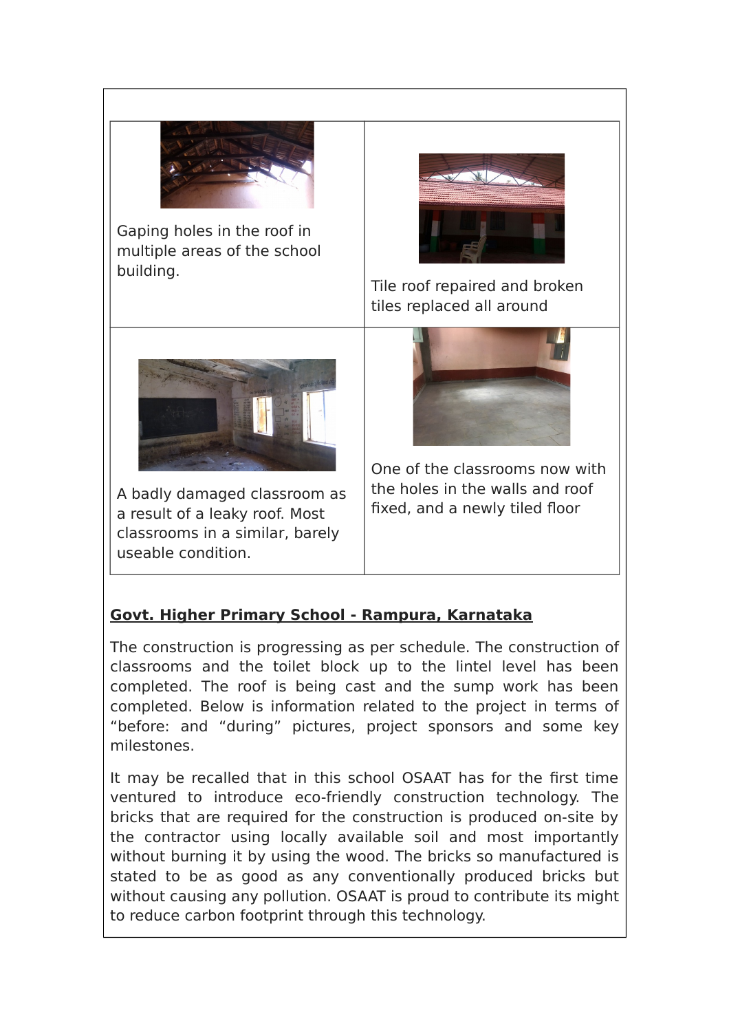| | |
|---|---|
| Gaping holes in the roof in multiple areas of the school building. | Tile roof repaired and broken tiles replaced all around |
| A badly damaged classroom as a result of a leaky roof. Most classrooms in a similar, barely useable condition. | One of the classrooms now with the holes in the walls and roof fixed, and a newly tiled floor |

**Govt. Higher Primary School - Rampura, Karnataka**

The construction is progressing as per schedule. The construction of classrooms and the toilet block up to the lintel level has been completed. The roof is being cast and the sump work has been completed. Below is information related to the project in terms of “before: and “during” pictures, project sponsors and some key milestones.

It may be recalled that in this school OSAAT has for the first time ventured to introduce eco-friendly construction technology. The bricks that are required for the construction is produced on-site by the contractor using locally available soil and most importantly without burning it by using the wood. The bricks so manufactured is stated to be as good as any conventionally produced bricks but without causing any pollution. OSAAT is proud to contribute its might to reduce carbon footprint through this technology.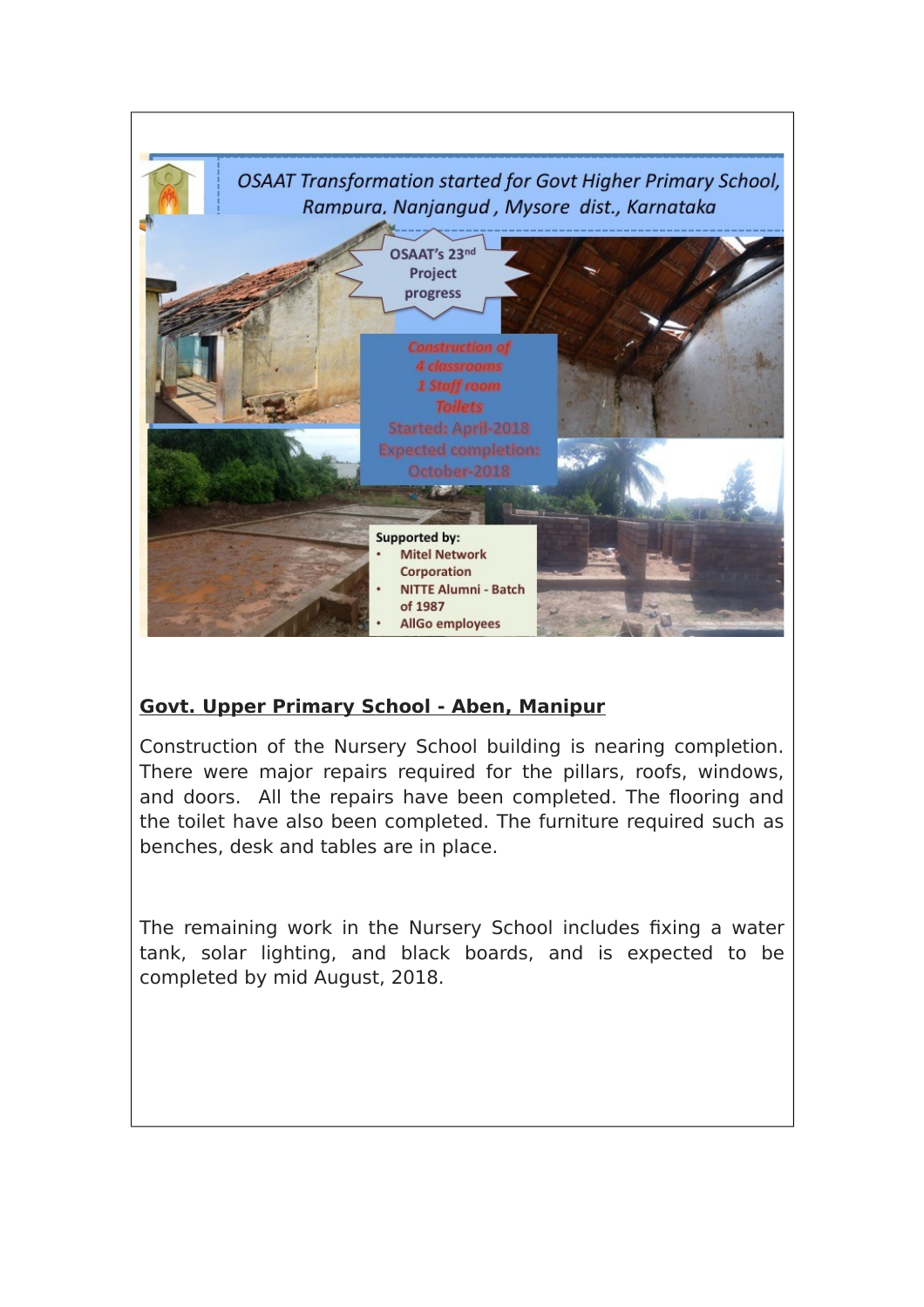OSAAT Transformation started for Govt Higher Primary School, Rampura, Nanjangud , Mysore dist., Karnataka

OSAAT's 23rd Project progress

Construction of
4 classrooms
1 Staff room
Toilets
Started: April-2018
Expected completion: October-2018

Supported by:

- Mitel Network Corporation
- NITTE Alumni - Batch of 1987
- AllGo employees

## Govt. Upper Primary School - Aben, Manipur

Construction of the Nursery School building is nearing completion. There were major repairs required for the pillars, roofs, windows, and doors. All the repairs have been completed. The flooring and the toilet have also been completed. The furniture required such as benches, desk and tables are in place.

The remaining work in the Nursery School includes fixing a water tank, solar lighting, and black boards, and is expected to be completed by mid August, 2018.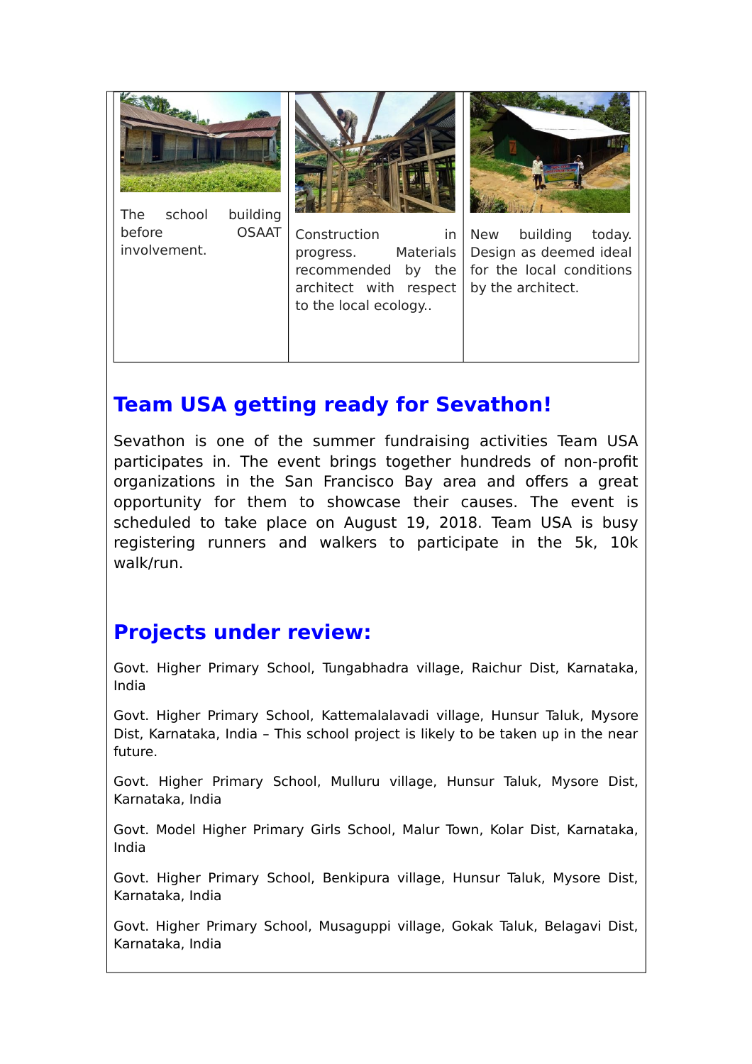| The school building before OSAAT involvement. | Construction in progress. Materials recommended by the architect with respect to the local ecology.. | New building today. Design as deemed ideal for the local conditions by the architect. |
|---|---|---|

## Team USA getting ready for Sevathon!

Sevathon is one of the summer fundraising activities Team USA participates in. The event brings together hundreds of non-profit organizations in the San Francisco Bay area and offers a great opportunity for them to showcase their causes. The event is scheduled to take place on August 19, 2018. Team USA is busy registering runners and walkers to participate in the 5k, 10k walk/run.

## Projects under review:

Govt. Higher Primary School, Tungabhadra village, Raichur Dist, Karnataka, India

Govt. Higher Primary School, Kattemalalavadi village, Hunsur Taluk, Mysore Dist, Karnataka, India – This school project is likely to be taken up in the near future.

Govt. Higher Primary School, Mulluru village, Hunsur Taluk, Mysore Dist, Karnataka, India

Govt. Model Higher Primary Girls School, Malur Town, Kolar Dist, Karnataka, India

Govt. Higher Primary School, Benkipura village, Hunsur Taluk, Mysore Dist, Karnataka, India

Govt. Higher Primary School, Musaguppi village, Gokak Taluk, Belagavi Dist, Karnataka, India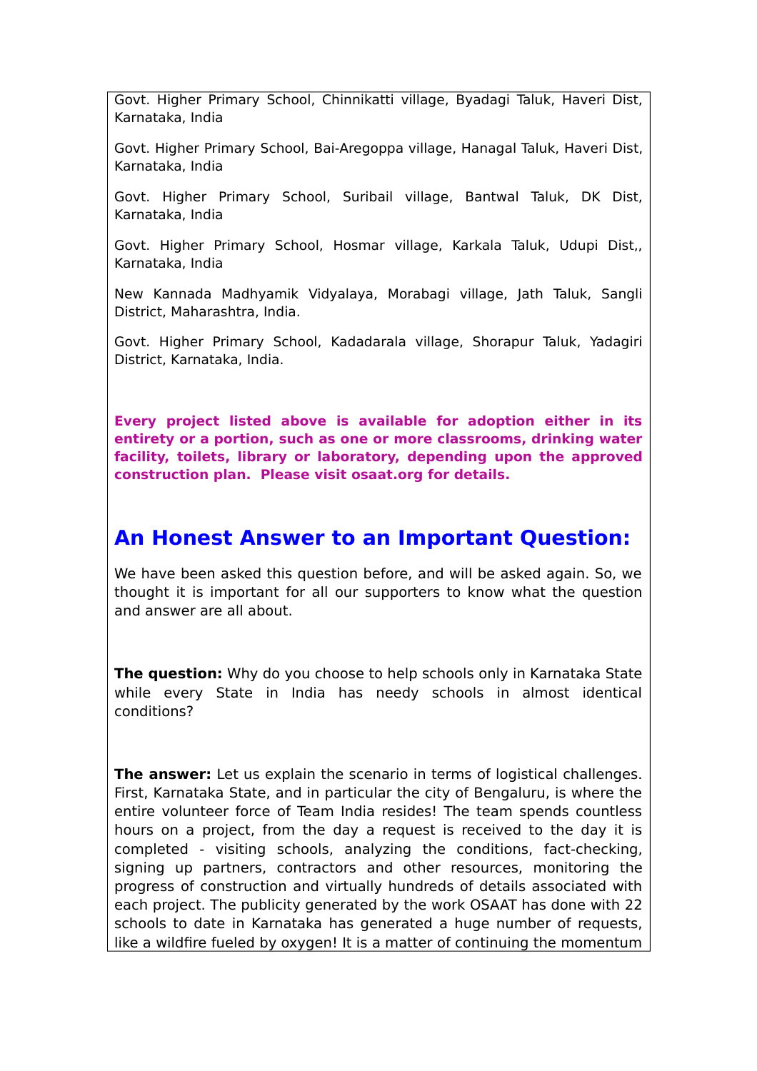Govt. Higher Primary School, Chinnikatti village, Byadagi Taluk, Haveri Dist, Karnataka, India

Govt. Higher Primary School, Bai-Aregoppa village, Hanagal Taluk, Haveri Dist, Karnataka, India

Govt. Higher Primary School, Suribail village, Bantwal Taluk, DK Dist, Karnataka, India

Govt. Higher Primary School, Hosmar village, Karkala Taluk, Udupi Dist,, Karnataka, India

New Kannada Madhyamik Vidyalaya, Morabagi village, Jath Taluk, Sangli District, Maharashtra, India.

Govt. Higher Primary School, Kadadarala village, Shorapur Taluk, Yadagiri District, Karnataka, India.

**Every project listed above is available for adoption either in its entirety or a portion, such as one or more classrooms, drinking water facility, toilets, library or laboratory, depending upon the approved construction plan. Please visit osaat.org for details.**

## An Honest Answer to an Important Question:

We have been asked this question before, and will be asked again. So, we thought it is important for all our supporters to know what the question and answer are all about.

**The question:** Why do you choose to help schools only in Karnataka State while every State in India has needy schools in almost identical conditions?

**The answer:** Let us explain the scenario in terms of logistical challenges. First, Karnataka State, and in particular the city of Bengaluru, is where the entire volunteer force of Team India resides! The team spends countless hours on a project, from the day a request is received to the day it is completed - visiting schools, analyzing the conditions, fact-checking, signing up partners, contractors and other resources, monitoring the progress of construction and virtually hundreds of details associated with each project. The publicity generated by the work OSAAT has done with 22 schools to date in Karnataka has generated a huge number of requests, like a wildfire fueled by oxygen! It is a matter of continuing the momentum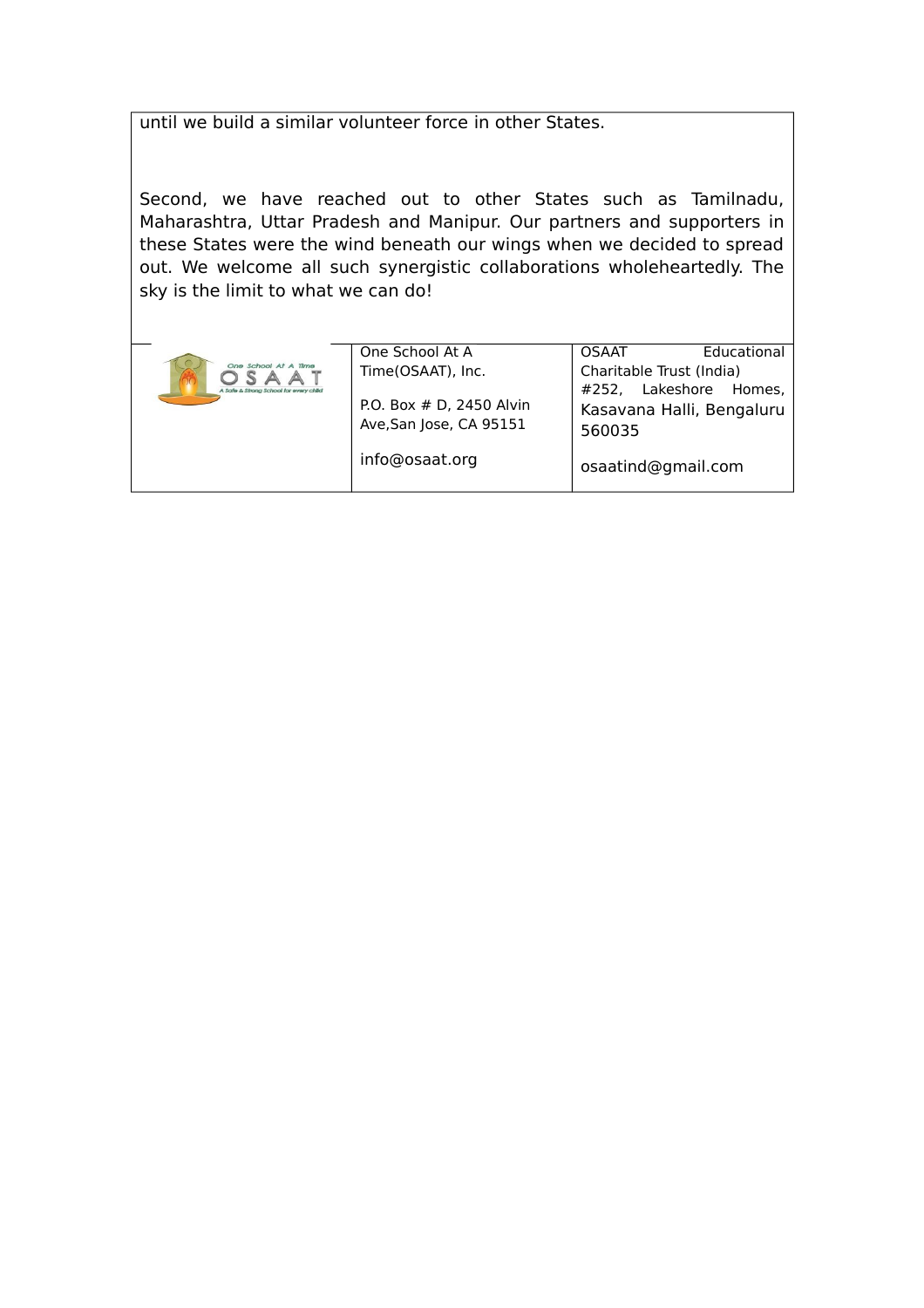until we build a similar volunteer force in other States.

Second, we have reached out to other States such as Tamilnadu, Maharashtra, Uttar Pradesh and Manipur. Our partners and supporters in these States were the wind beneath our wings when we decided to spread out. We welcome all such synergistic collaborations wholeheartedly. The sky is the limit to what we can do!

| | | |
|---|---|---|
| One School At A Time OSAAT A Safe & Strong School for every child | One School At A Time(OSAAT), Inc.<br><br>P.O. Box # D, 2450 Alvin Ave,San Jose, CA 95151<br><br>info@osaat.org | OSAAT Educational Charitable Trust (India)<br>#252, Lakeshore Homes, Kasavana Halli, Bengaluru 560035<br><br>osaatind@gmail.com |